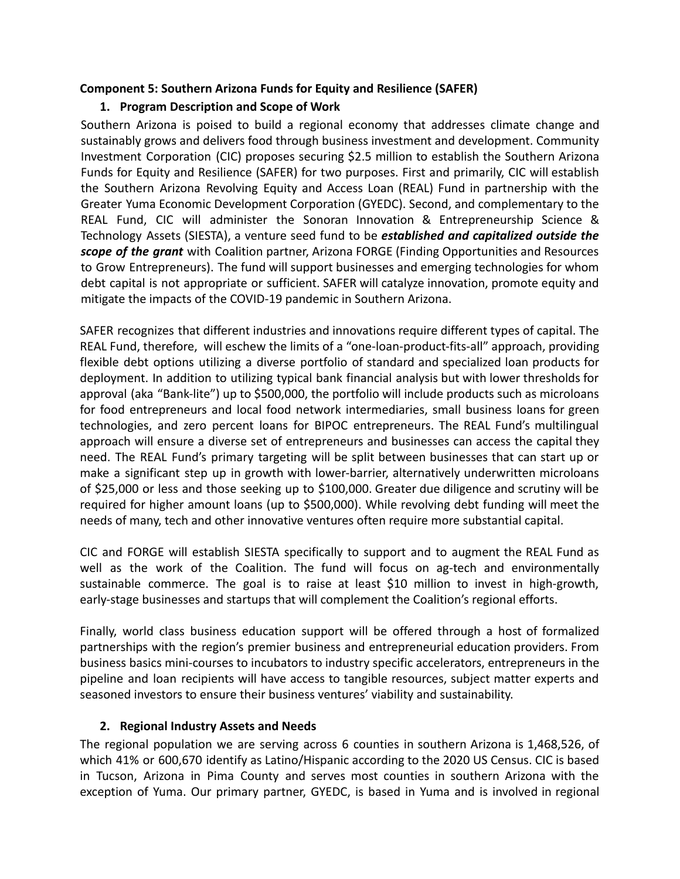**Component 5: Southern Arizona Funds for Equity and Resilience (SAFER)**

1. **Program Description and Scope of Work**

Southern Arizona is poised to build a regional economy that addresses climate change and sustainably grows and delivers food through business investment and development. Community Investment Corporation (CIC) proposes securing $2.5 million to establish the Southern Arizona Funds for Equity and Resilience (SAFER) for two purposes. First and primarily, CIC will establish the Southern Arizona Revolving Equity and Access Loan (REAL) Fund in partnership with the Greater Yuma Economic Development Corporation (GYEDC). Second, and complementary to the REAL Fund, CIC will administer the Sonoran Innovation & Entrepreneurship Science & Technology Assets (SIESTA), a venture seed fund to be ***established and capitalized outside the scope of the grant*** with Coalition partner, Arizona FORGE (Finding Opportunities and Resources to Grow Entrepreneurs). The fund will support businesses and emerging technologies for whom debt capital is not appropriate or sufficient. SAFER will catalyze innovation, promote equity and mitigate the impacts of the COVID-19 pandemic in Southern Arizona.

SAFER recognizes that different industries and innovations require different types of capital. The REAL Fund, therefore, will eschew the limits of a "one-loan-product-fits-all" approach, providing flexible debt options utilizing a diverse portfolio of standard and specialized loan products for deployment. In addition to utilizing typical bank financial analysis but with lower thresholds for approval (aka "Bank-lite") up to $500,000, the portfolio will include products such as microloans for food entrepreneurs and local food network intermediaries, small business loans for green technologies, and zero percent loans for BIPOC entrepreneurs. The REAL Fund's multilingual approach will ensure a diverse set of entrepreneurs and businesses can access the capital they need. The REAL Fund's primary targeting will be split between businesses that can start up or make a significant step up in growth with lower-barrier, alternatively underwritten microloans of $25,000 or less and those seeking up to $100,000. Greater due diligence and scrutiny will be required for higher amount loans (up to $500,000). While revolving debt funding will meet the needs of many, tech and other innovative ventures often require more substantial capital.

CIC and FORGE will establish SIESTA specifically to support and to augment the REAL Fund as well as the work of the Coalition. The fund will focus on ag-tech and environmentally sustainable commerce. The goal is to raise at least $10 million to invest in high-growth, early-stage businesses and startups that will complement the Coalition's regional efforts.

Finally, world class business education support will be offered through a host of formalized partnerships with the region's premier business and entrepreneurial education providers. From business basics mini-courses to incubators to industry specific accelerators, entrepreneurs in the pipeline and loan recipients will have access to tangible resources, subject matter experts and seasoned investors to ensure their business ventures' viability and sustainability.

2. **Regional Industry Assets and Needs**

The regional population we are serving across 6 counties in southern Arizona is 1,468,526, of which 41% or 600,670 identify as Latino/Hispanic according to the 2020 US Census. CIC is based in Tucson, Arizona in Pima County and serves most counties in southern Arizona with the exception of Yuma. Our primary partner, GYEDC, is based in Yuma and is involved in regional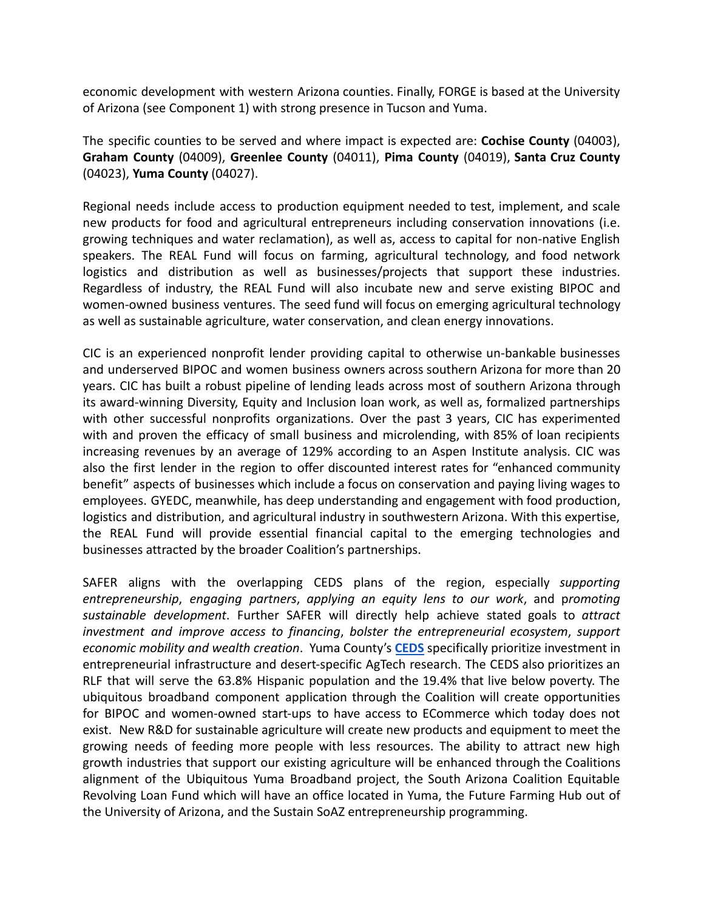economic development with western Arizona counties. Finally, FORGE is based at the University of Arizona (see Component 1) with strong presence in Tucson and Yuma.

The specific counties to be served and where impact is expected are: **Cochise County** (04003), **Graham County** (04009), **Greenlee County** (04011), **Pima County** (04019), **Santa Cruz County** (04023), **Yuma County** (04027).

Regional needs include access to production equipment needed to test, implement, and scale new products for food and agricultural entrepreneurs including conservation innovations (i.e. growing techniques and water reclamation), as well as, access to capital for non-native English speakers. The REAL Fund will focus on farming, agricultural technology, and food network logistics and distribution as well as businesses/projects that support these industries. Regardless of industry, the REAL Fund will also incubate new and serve existing BIPOC and women-owned business ventures. The seed fund will focus on emerging agricultural technology as well as sustainable agriculture, water conservation, and clean energy innovations.

CIC is an experienced nonprofit lender providing capital to otherwise un-bankable businesses and underserved BIPOC and women business owners across southern Arizona for more than 20 years. CIC has built a robust pipeline of lending leads across most of southern Arizona through its award-winning Diversity, Equity and Inclusion loan work, as well as, formalized partnerships with other successful nonprofits organizations. Over the past 3 years, CIC has experimented with and proven the efficacy of small business and microlending, with 85% of loan recipients increasing revenues by an average of 129% according to an Aspen Institute analysis. CIC was also the first lender in the region to offer discounted interest rates for "enhanced community benefit" aspects of businesses which include a focus on conservation and paying living wages to employees. GYEDC, meanwhile, has deep understanding and engagement with food production, logistics and distribution, and agricultural industry in southwestern Arizona. With this expertise, the REAL Fund will provide essential financial capital to the emerging technologies and businesses attracted by the broader Coalition's partnerships.

SAFER aligns with the overlapping CEDS plans of the region, especially *supporting entrepreneurship*, *engaging partners*, *applying an equity lens to our work*, and p*romoting sustainable development*. Further SAFER will directly help achieve stated goals to *attract investment and improve access to financing*, *bolster the entrepreneurial ecosystem*, *support economic mobility and wealth creation*. Yuma County's **CEDS** specifically prioritize investment in entrepreneurial infrastructure and desert-specific AgTech research. The CEDS also prioritizes an RLF that will serve the 63.8% Hispanic population and the 19.4% that live below poverty. The ubiquitous broadband component application through the Coalition will create opportunities for BIPOC and women-owned start-ups to have access to ECommerce which today does not exist. New R&D for sustainable agriculture will create new products and equipment to meet the growing needs of feeding more people with less resources. The ability to attract new high growth industries that support our existing agriculture will be enhanced through the Coalitions alignment of the Ubiquitous Yuma Broadband project, the South Arizona Coalition Equitable Revolving Loan Fund which will have an office located in Yuma, the Future Farming Hub out of the University of Arizona, and the Sustain SoAZ entrepreneurship programming.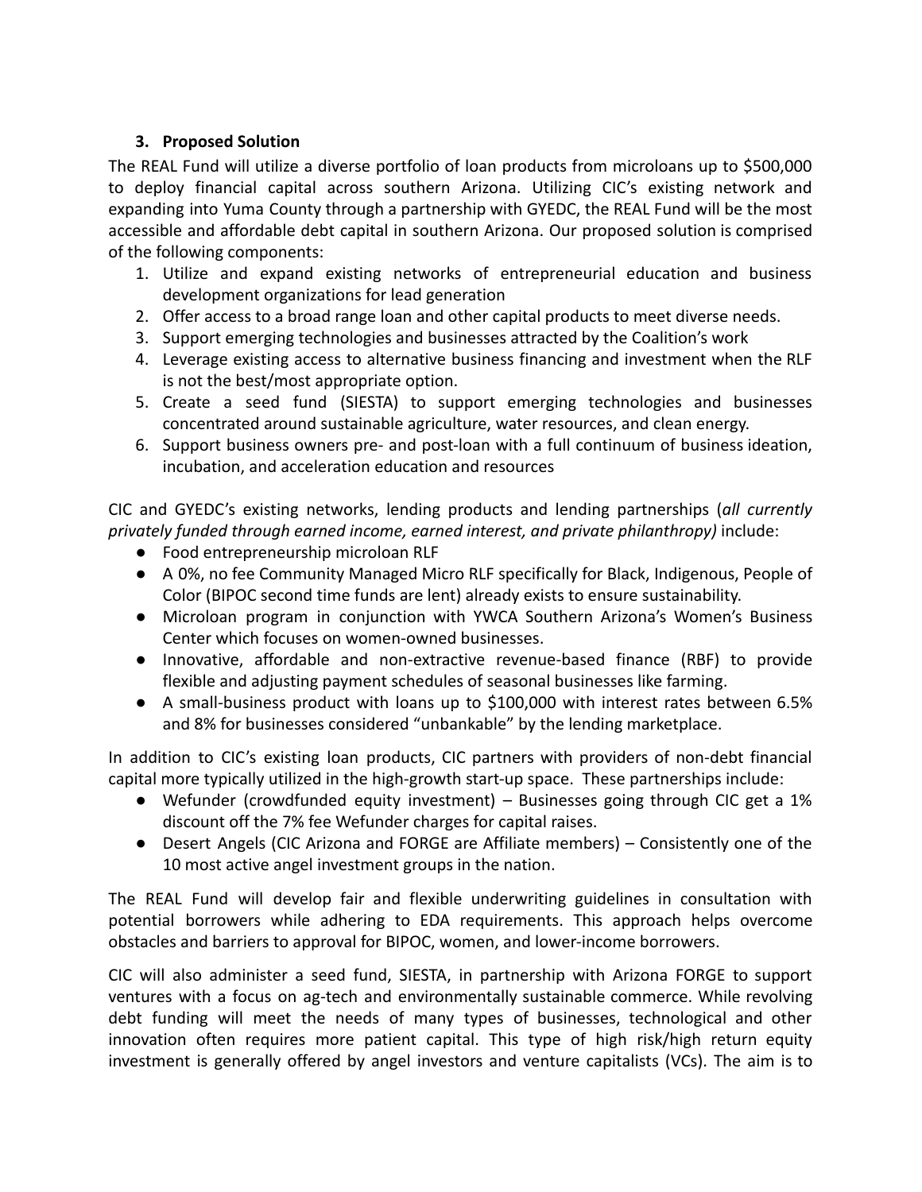### 3. Proposed Solution

The REAL Fund will utilize a diverse portfolio of loan products from microloans up to $500,000 to deploy financial capital across southern Arizona. Utilizing CIC's existing network and expanding into Yuma County through a partnership with GYEDC, the REAL Fund will be the most accessible and affordable debt capital in southern Arizona. Our proposed solution is comprised of the following components:

1. Utilize and expand existing networks of entrepreneurial education and business development organizations for lead generation
2. Offer access to a broad range loan and other capital products to meet diverse needs.
3. Support emerging technologies and businesses attracted by the Coalition's work
4. Leverage existing access to alternative business financing and investment when the RLF is not the best/most appropriate option.
5. Create a seed fund (SIESTA) to support emerging technologies and businesses concentrated around sustainable agriculture, water resources, and clean energy.
6. Support business owners pre- and post-loan with a full continuum of business ideation, incubation, and acceleration education and resources

CIC and GYEDC's existing networks, lending products and lending partnerships (*all currently privately funded through earned income, earned interest, and private philanthropy)* include:

- Food entrepreneurship microloan RLF
- A 0%, no fee Community Managed Micro RLF specifically for Black, Indigenous, People of Color (BIPOC second time funds are lent) already exists to ensure sustainability.
- Microloan program in conjunction with YWCA Southern Arizona's Women's Business Center which focuses on women-owned businesses.
- Innovative, affordable and non-extractive revenue-based finance (RBF) to provide flexible and adjusting payment schedules of seasonal businesses like farming.
- A small-business product with loans up to $100,000 with interest rates between 6.5% and 8% for businesses considered "unbankable" by the lending marketplace.

In addition to CIC's existing loan products, CIC partners with providers of non-debt financial capital more typically utilized in the high-growth start-up space. These partnerships include:

- Wefunder (crowdfunded equity investment) – Businesses going through CIC get a 1% discount off the 7% fee Wefunder charges for capital raises.
- Desert Angels (CIC Arizona and FORGE are Affiliate members) – Consistently one of the 10 most active angel investment groups in the nation.

The REAL Fund will develop fair and flexible underwriting guidelines in consultation with potential borrowers while adhering to EDA requirements. This approach helps overcome obstacles and barriers to approval for BIPOC, women, and lower-income borrowers.

CIC will also administer a seed fund, SIESTA, in partnership with Arizona FORGE to support ventures with a focus on ag-tech and environmentally sustainable commerce. While revolving debt funding will meet the needs of many types of businesses, technological and other innovation often requires more patient capital. This type of high risk/high return equity investment is generally offered by angel investors and venture capitalists (VCs). The aim is to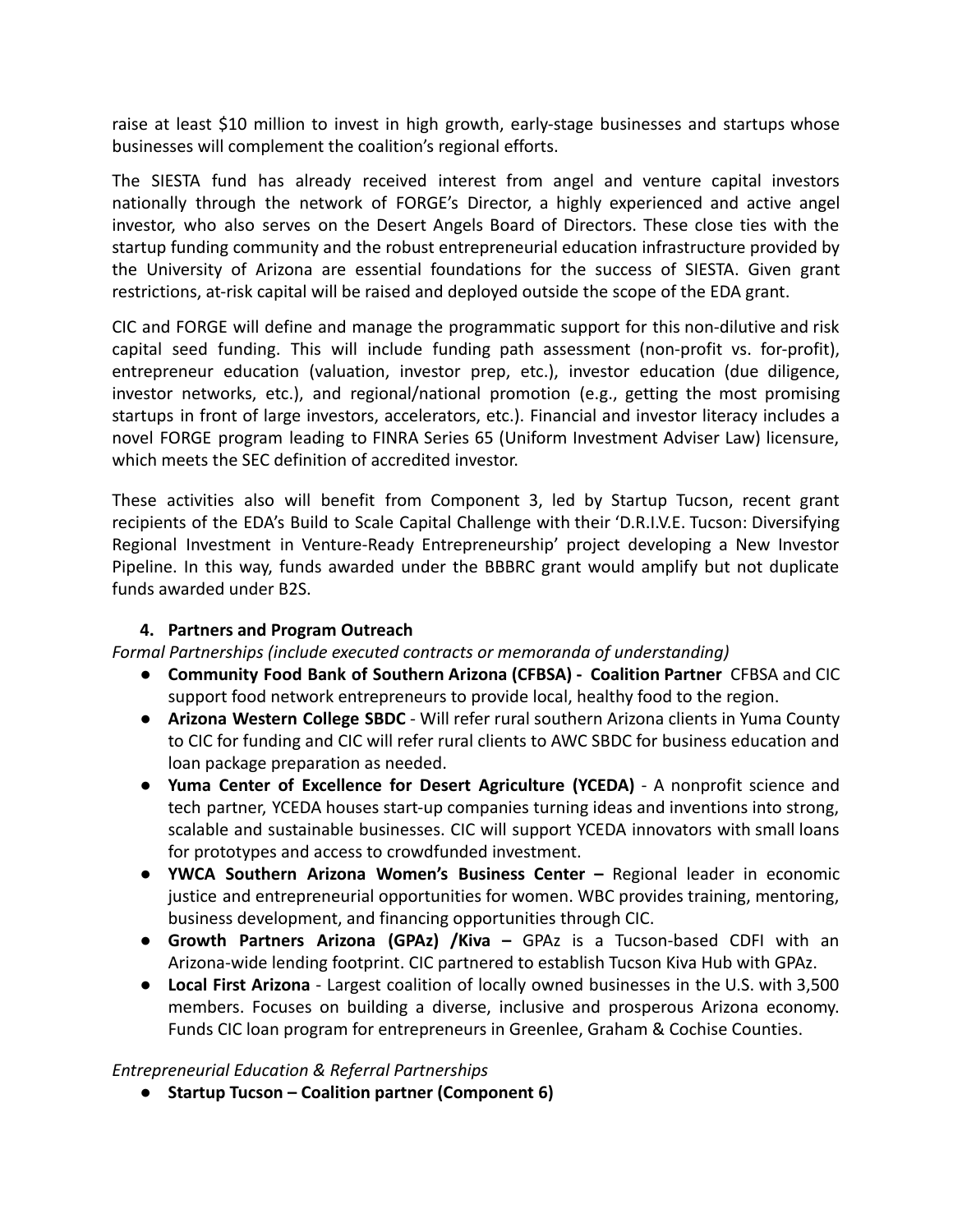raise at least $10 million to invest in high growth, early-stage businesses and startups whose businesses will complement the coalition's regional efforts.

The SIESTA fund has already received interest from angel and venture capital investors nationally through the network of FORGE's Director, a highly experienced and active angel investor, who also serves on the Desert Angels Board of Directors. These close ties with the startup funding community and the robust entrepreneurial education infrastructure provided by the University of Arizona are essential foundations for the success of SIESTA. Given grant restrictions, at-risk capital will be raised and deployed outside the scope of the EDA grant.

CIC and FORGE will define and manage the programmatic support for this non-dilutive and risk capital seed funding. This will include funding path assessment (non-profit vs. for-profit), entrepreneur education (valuation, investor prep, etc.), investor education (due diligence, investor networks, etc.), and regional/national promotion (e.g., getting the most promising startups in front of large investors, accelerators, etc.). Financial and investor literacy includes a novel FORGE program leading to FINRA Series 65 (Uniform Investment Adviser Law) licensure, which meets the SEC definition of accredited investor.

These activities also will benefit from Component 3, led by Startup Tucson, recent grant recipients of the EDA's Build to Scale Capital Challenge with their 'D.R.I.V.E. Tucson: Diversifying Regional Investment in Venture-Ready Entrepreneurship' project developing a New Investor Pipeline. In this way, funds awarded under the BBBRC grant would amplify but not duplicate funds awarded under B2S.

### 4. Partners and Program Outreach

*Formal Partnerships (include executed contracts or memoranda of understanding)*

- **Community Food Bank of Southern Arizona (CFBSA) - Coalition Partner** CFBSA and CIC support food network entrepreneurs to provide local, healthy food to the region.
- **Arizona Western College SBDC** - Will refer rural southern Arizona clients in Yuma County to CIC for funding and CIC will refer rural clients to AWC SBDC for business education and loan package preparation as needed.
- **Yuma Center of Excellence for Desert Agriculture (YCEDA)** - A nonprofit science and tech partner, YCEDA houses start-up companies turning ideas and inventions into strong, scalable and sustainable businesses. CIC will support YCEDA innovators with small loans for prototypes and access to crowdfunded investment.
- **YWCA Southern Arizona Women's Business Center –** Regional leader in economic justice and entrepreneurial opportunities for women. WBC provides training, mentoring, business development, and financing opportunities through CIC.
- **Growth Partners Arizona (GPAz) /Kiva –** GPAz is a Tucson-based CDFI with an Arizona-wide lending footprint. CIC partnered to establish Tucson Kiva Hub with GPAz.
- **Local First Arizona** - Largest coalition of locally owned businesses in the U.S. with 3,500 members. Focuses on building a diverse, inclusive and prosperous Arizona economy. Funds CIC loan program for entrepreneurs in Greenlee, Graham & Cochise Counties.

*Entrepreneurial Education & Referral Partnerships*

- **Startup Tucson – Coalition partner (Component 6)**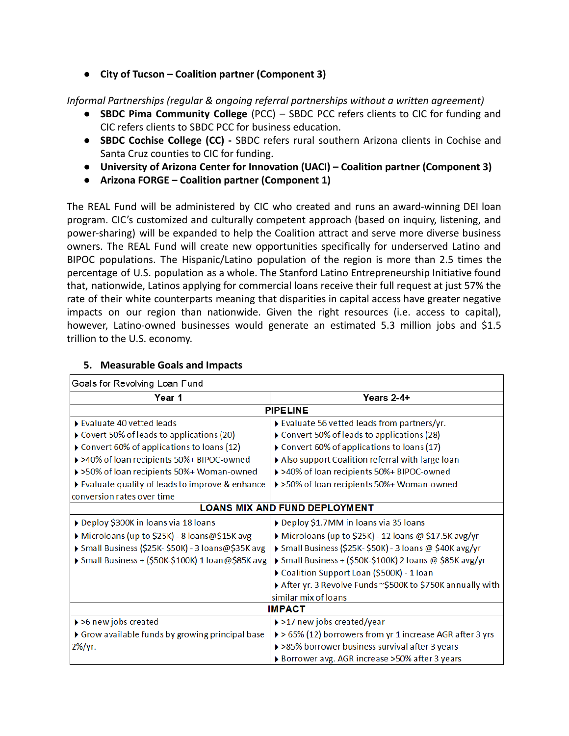- **City of Tucson – Coalition partner (Component 3)**

*Informal Partnerships (regular & ongoing referral partnerships without a written agreement)*

- **SBDC Pima Community College** (PCC) – SBDC PCC refers clients to CIC for funding and CIC refers clients to SBDC PCC for business education.
- **SBDC Cochise College (CC) -** SBDC refers rural southern Arizona clients in Cochise and Santa Cruz counties to CIC for funding.
- **University of Arizona Center for Innovation (UACI) – Coalition partner (Component 3)**
- **Arizona FORGE – Coalition partner (Component 1)**

The REAL Fund will be administered by CIC who created and runs an award-winning DEI loan program. CIC's customized and culturally competent approach (based on inquiry, listening, and power-sharing) will be expanded to help the Coalition attract and serve more diverse business owners. The REAL Fund will create new opportunities specifically for underserved Latino and BIPOC populations. The Hispanic/Latino population of the region is more than 2.5 times the percentage of U.S. population as a whole. The Stanford Latino Entrepreneurship Initiative found that, nationwide, Latinos applying for commercial loans receive their full request at just 57% the rate of their white counterparts meaning that disparities in capital access have greater negative impacts on our region than nationwide. Given the right resources (i.e. access to capital), however, Latino-owned businesses would generate an estimated 5.3 million jobs and $1.5 trillion to the U.S. economy.

## 5. Measurable Goals and Impacts

| Goals for Revolving Loan Fund | |
|---|---|
| **Year 1** | **Years 2-4+** |
| **PIPELINE** | |
| ▸ Evaluate 40 vetted leads<br>▸ Covert 50% of leads to applications (20)<br>▸ Convert 60% of applications to loans (12)<br>▸ >40% of loan recipients 50%+ BIPOC-owned<br>▸ >50% of loan recipients 50%+ Woman-owned<br>▸ Evaluate quality of leads to improve & enhance conversion rates over time | ▸ Evaluate 56 vetted leads from partners/yr.<br>▸ Convert 50% of leads to applications (28)<br>▸ Convert 60% of applications to loans (17)<br>▸ Also support Coalition referral with large loan<br>▸ >40% of loan recipients 50%+ BIPOC-owned<br>▸ >50% of loan recipients 50%+ Woman-owned |
| **LOANS MIX AND FUND DEPLOYMENT** | |
| ▸ Deploy $300K in loans via 18 loans<br>▸ Microloans (up to $25K) - 8 loans@$15K avg<br>▸ Small Business ($25K- $50K) - 3 loans@$35K avg<br>▸ Small Business + ($50K-$100K) 1 loan@$85K avg | ▸ Deploy $1.7MM in loans via 35 loans<br>▸ Microloans (up to $25K) - 12 loans @ $17.5K avg/yr<br>▸ Small Business ($25K- $50K) - 3 loans @ $40K avg/yr<br>▸ Small Business + ($50K-$100K) 2 loans @ $85K avg/yr<br>▸ Coalition Support Loan ($500K) - 1 loan<br>▸ After yr. 3 Revolve Funds ~$500K to $750K annually with similar mix of loans |
| **IMPACT** | |
| ▸ >6 new jobs created<br>▸ Grow available funds by growing principal base 2%/yr. | ▸ >17 new jobs created/year<br>▸ > 65% (12) borrowers from yr 1 increase AGR after 3 yrs<br>▸ >85% borrower business survival after 3 years<br>▸ Borrower avg. AGR increase >50% after 3 years |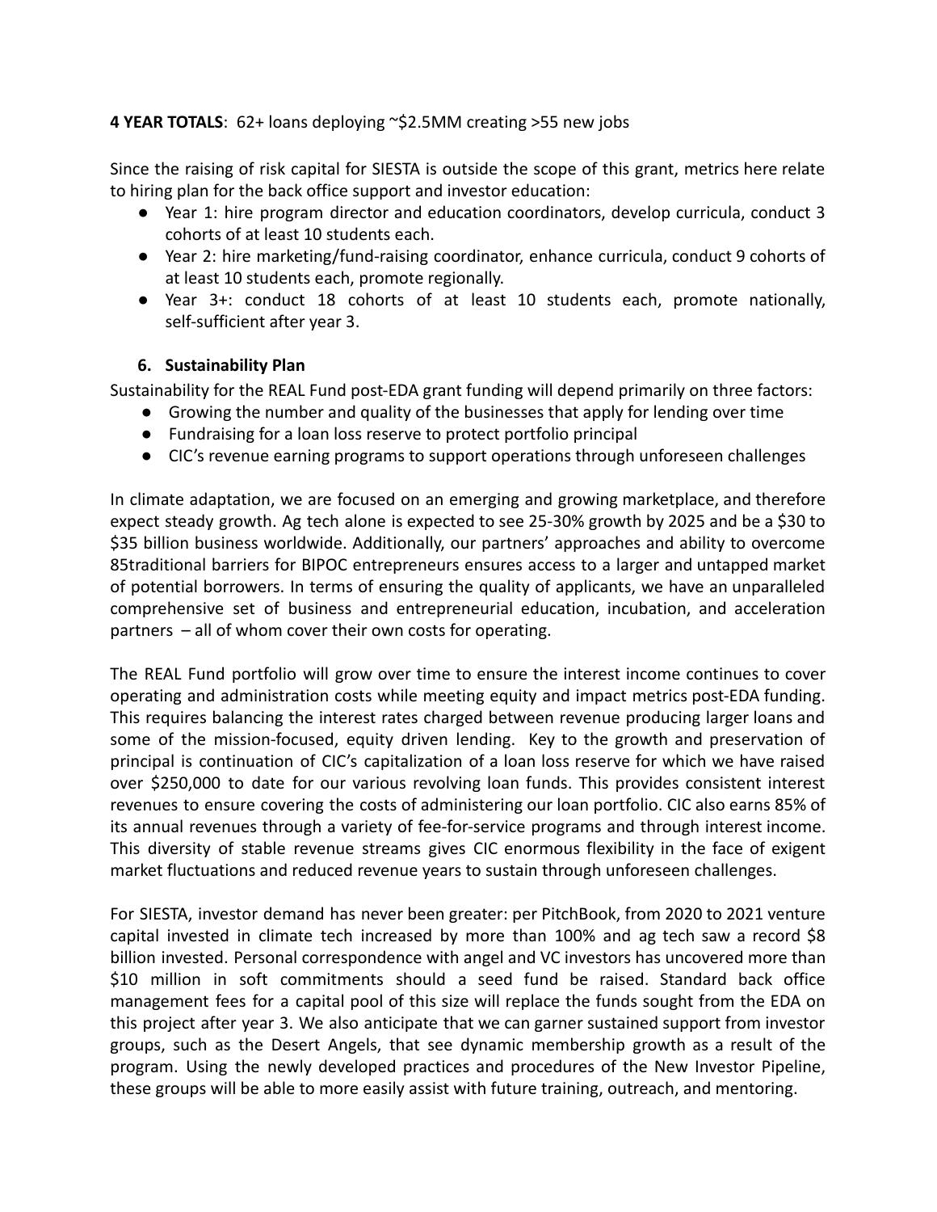**4 YEAR TOTALS**: 62+ loans deploying ~$2.5MM creating >55 new jobs

Since the raising of risk capital for SIESTA is outside the scope of this grant, metrics here relate to hiring plan for the back office support and investor education:

- Year 1: hire program director and education coordinators, develop curricula, conduct 3 cohorts of at least 10 students each.
- Year 2: hire marketing/fund-raising coordinator, enhance curricula, conduct 9 cohorts of at least 10 students each, promote regionally.
- Year 3+: conduct 18 cohorts of at least 10 students each, promote nationally, self-sufficient after year 3.

### 6. Sustainability Plan

Sustainability for the REAL Fund post-EDA grant funding will depend primarily on three factors:

- Growing the number and quality of the businesses that apply for lending over time
- Fundraising for a loan loss reserve to protect portfolio principal
- CIC's revenue earning programs to support operations through unforeseen challenges

In climate adaptation, we are focused on an emerging and growing marketplace, and therefore expect steady growth. Ag tech alone is expected to see 25-30% growth by 2025 and be a $30 to $35 billion business worldwide. Additionally, our partners' approaches and ability to overcome 85traditional barriers for BIPOC entrepreneurs ensures access to a larger and untapped market of potential borrowers. In terms of ensuring the quality of applicants, we have an unparalleled comprehensive set of business and entrepreneurial education, incubation, and acceleration partners – all of whom cover their own costs for operating.

The REAL Fund portfolio will grow over time to ensure the interest income continues to cover operating and administration costs while meeting equity and impact metrics post-EDA funding. This requires balancing the interest rates charged between revenue producing larger loans and some of the mission-focused, equity driven lending. Key to the growth and preservation of principal is continuation of CIC's capitalization of a loan loss reserve for which we have raised over $250,000 to date for our various revolving loan funds. This provides consistent interest revenues to ensure covering the costs of administering our loan portfolio. CIC also earns 85% of its annual revenues through a variety of fee-for-service programs and through interest income. This diversity of stable revenue streams gives CIC enormous flexibility in the face of exigent market fluctuations and reduced revenue years to sustain through unforeseen challenges.

For SIESTA, investor demand has never been greater: per PitchBook, from 2020 to 2021 venture capital invested in climate tech increased by more than 100% and ag tech saw a record $8 billion invested. Personal correspondence with angel and VC investors has uncovered more than $10 million in soft commitments should a seed fund be raised. Standard back office management fees for a capital pool of this size will replace the funds sought from the EDA on this project after year 3. We also anticipate that we can garner sustained support from investor groups, such as the Desert Angels, that see dynamic membership growth as a result of the program. Using the newly developed practices and procedures of the New Investor Pipeline, these groups will be able to more easily assist with future training, outreach, and mentoring.